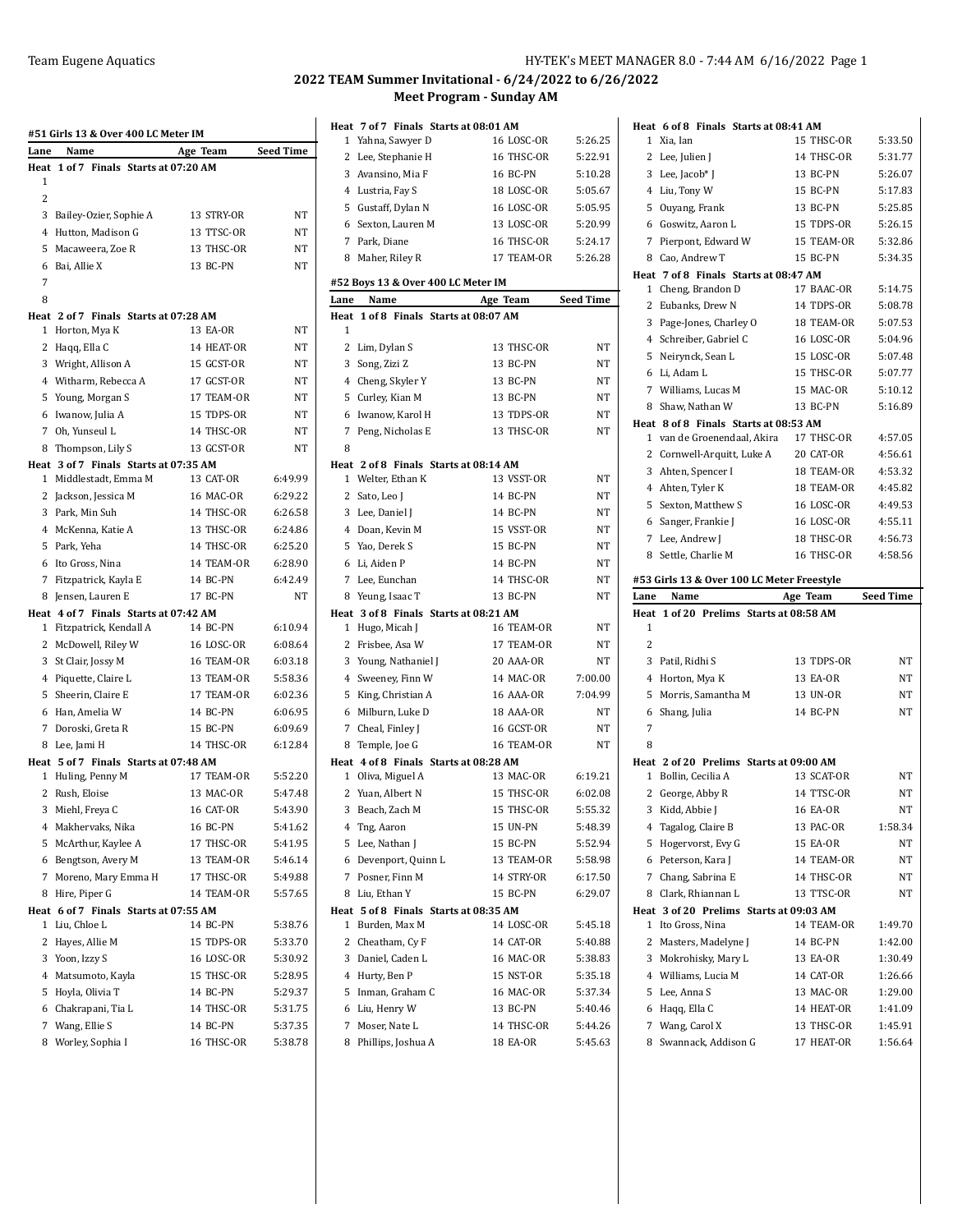## 2022 TEAM Summer Invitational - 6/24/2022 to 6/26/2022
### Meet Program - Sunday AM

#### #51 Girls 13 & Over 400 LC Meter IM

| Lane | Name | Age | Team | Seed Time |
|---|---|---|---|---|
| **Heat 1 of 7 Finals Starts at 07:20 AM** | | | | |
| 1 | | | | |
| 2 | | | | |
| 3 | Bailey-Ozier, Sophie A | 13 | STRY-OR | NT |
| 4 | Hutton, Madison G | 13 | TTSC-OR | NT |
| 5 | Macaweera, Zoe R | 13 | THSC-OR | NT |
| 6 | Bai, Allie X | 13 | BC-PN | NT |
| 7 | | | | |
| 8 | | | | |
| **Heat 2 of 7 Finals Starts at 07:28 AM** | | | | |
| 1 | Horton, Mya K | 13 | EA-OR | NT |
| 2 | Haqq, Ella C | 14 | HEAT-OR | NT |
| 3 | Wright, Allison A | 15 | GCST-OR | NT |
| 4 | Witharm, Rebecca A | 17 | GCST-OR | NT |
| 5 | Young, Morgan S | 17 | TEAM-OR | NT |
| 6 | Iwanow, Julia A | 15 | TDPS-OR | NT |
| 7 | Oh, Yunseul L | 14 | THSC-OR | NT |
| 8 | Thompson, Lily S | 13 | GCST-OR | NT |
| **Heat 3 of 7 Finals Starts at 07:35 AM** | | | | |
| 1 | Middlestadt, Emma M | 13 | CAT-OR | 6:49.99 |
| 2 | Jackson, Jessica M | 16 | MAC-OR | 6:29.22 |
| 3 | Park, Min Suh | 14 | THSC-OR | 6:26.58 |
| 4 | McKenna, Katie A | 13 | THSC-OR | 6:24.86 |
| 5 | Park, Yeha | 14 | THSC-OR | 6:25.20 |
| 6 | Ito Gross, Nina | 14 | TEAM-OR | 6:28.90 |
| 7 | Fitzpatrick, Kayla E | 14 | BC-PN | 6:42.49 |
| 8 | Jensen, Lauren E | 17 | BC-PN | NT |
| **Heat 4 of 7 Finals Starts at 07:42 AM** | | | | |
| 1 | Fitzpatrick, Kendall A | 14 | BC-PN | 6:10.94 |
| 2 | McDowell, Riley W | 16 | LOSC-OR | 6:08.64 |
| 3 | St Clair, Jossy M | 16 | TEAM-OR | 6:03.18 |
| 4 | Piquette, Claire L | 13 | TEAM-OR | 5:58.36 |
| 5 | Sheerin, Claire E | 17 | TEAM-OR | 6:02.36 |
| 6 | Han, Amelia W | 14 | BC-PN | 6:06.95 |
| 7 | Doroski, Greta R | 15 | BC-PN | 6:09.69 |
| 8 | Lee, Jami H | 14 | THSC-OR | 6:12.84 |
| **Heat 5 of 7 Finals Starts at 07:48 AM** | | | | |
| 1 | Huling, Penny M | 17 | TEAM-OR | 5:52.20 |
| 2 | Rush, Eloise | 13 | MAC-OR | 5:47.48 |
| 3 | Miehl, Freya C | 16 | CAT-OR | 5:43.90 |
| 4 | Makhervaks, Nika | 16 | BC-PN | 5:41.62 |
| 5 | McArthur, Kaylee A | 17 | THSC-OR | 5:41.95 |
| 6 | Bengtson, Avery M | 13 | TEAM-OR | 5:46.14 |
| 7 | Moreno, Mary Emma H | 17 | THSC-OR | 5:49.88 |
| 8 | Hire, Piper G | 14 | TEAM-OR | 5:57.65 |
| **Heat 6 of 7 Finals Starts at 07:55 AM** | | | | |
| 1 | Liu, Chloe L | 14 | BC-PN | 5:38.76 |
| 2 | Hayes, Allie M | 15 | TDPS-OR | 5:33.70 |
| 3 | Yoon, Izzy S | 16 | LOSC-OR | 5:30.92 |
| 4 | Matsumoto, Kayla | 15 | THSC-OR | 5:28.95 |
| 5 | Hoyla, Olivia T | 14 | BC-PN | 5:29.37 |
| 6 | Chakrapani, Tia L | 14 | THSC-OR | 5:31.75 |
| 7 | Wang, Ellie S | 14 | BC-PN | 5:37.35 |
| 8 | Worley, Sophia I | 16 | THSC-OR | 5:38.78 |
| **Heat 7 of 7 Finals Starts at 08:01 AM** | | | | |
| 1 | Yahna, Sawyer D | 16 | LOSC-OR | 5:26.25 |
| 2 | Lee, Stephanie H | 16 | THSC-OR | 5:22.91 |
| 3 | Avansino, Mia F | 16 | BC-PN | 5:10.28 |
| 4 | Lustria, Fay S | 18 | LOSC-OR | 5:05.67 |
| 5 | Gustaff, Dylan N | 16 | LOSC-OR | 5:05.95 |
| 6 | Sexton, Lauren M | 13 | LOSC-OR | 5:20.99 |
| 7 | Park, Diane | 16 | THSC-OR | 5:24.17 |
| 8 | Maher, Riley R | 17 | TEAM-OR | 5:26.28 |

#### #52 Boys 13 & Over 400 LC Meter IM

| Lane | Name | Age | Team | Seed Time |
|---|---|---|---|---|
| **Heat 1 of 8 Finals Starts at 08:07 AM** | | | | |
| 1 | | | | |
| 2 | Lim, Dylan S | 13 | THSC-OR | NT |
| 3 | Song, Zizi Z | 13 | BC-PN | NT |
| 4 | Cheng, Skyler Y | 13 | BC-PN | NT |
| 5 | Curley, Kian M | 13 | BC-PN | NT |
| 6 | Iwanow, Karol H | 13 | TDPS-OR | NT |
| 7 | Peng, Nicholas E | 13 | THSC-OR | NT |
| 8 | | | | |
| **Heat 2 of 8 Finals Starts at 08:14 AM** | | | | |
| 1 | Welter, Ethan K | 13 | VSST-OR | NT |
| 2 | Sato, Leo J | 14 | BC-PN | NT |
| 3 | Lee, Daniel J | 14 | BC-PN | NT |
| 4 | Doan, Kevin M | 15 | VSST-OR | NT |
| 5 | Yao, Derek S | 15 | BC-PN | NT |
| 6 | Li, Aiden P | 14 | BC-PN | NT |
| 7 | Lee, Eunchan | 14 | THSC-OR | NT |
| 8 | Yeung, Isaac T | 13 | BC-PN | NT |
| **Heat 3 of 8 Finals Starts at 08:21 AM** | | | | |
| 1 | Hugo, Micah J | 16 | TEAM-OR | NT |
| 2 | Frisbee, Asa W | 17 | TEAM-OR | NT |
| 3 | Young, Nathaniel J | 20 | AAA-OR | NT |
| 4 | Sweeney, Finn W | 14 | MAC-OR | 7:00.00 |
| 5 | King, Christian A | 16 | AAA-OR | 7:04.99 |
| 6 | Milburn, Luke D | 18 | AAA-OR | NT |
| 7 | Cheal, Finley J | 16 | GCST-OR | NT |
| 8 | Temple, Joe G | 16 | TEAM-OR | NT |
| **Heat 4 of 8 Finals Starts at 08:28 AM** | | | | |
| 1 | Oliva, Miguel A | 13 | MAC-OR | 6:19.21 |
| 2 | Yuan, Albert N | 15 | THSC-OR | 6:02.08 |
| 3 | Beach, Zach M | 15 | THSC-OR | 5:55.32 |
| 4 | Tng, Aaron | 15 | UN-PN | 5:48.39 |
| 5 | Lee, Nathan J | 15 | BC-PN | 5:52.94 |
| 6 | Devenport, Quinn L | 13 | TEAM-OR | 5:58.98 |
| 7 | Posner, Finn M | 14 | STRY-OR | 6:17.50 |
| 8 | Liu, Ethan Y | 15 | BC-PN | 6:29.07 |
| **Heat 5 of 8 Finals Starts at 08:35 AM** | | | | |
| 1 | Burden, Max M | 14 | LOSC-OR | 5:45.18 |
| 2 | Cheatham, Cy F | 14 | CAT-OR | 5:40.88 |
| 3 | Daniel, Caden L | 16 | MAC-OR | 5:38.83 |
| 4 | Hurty, Ben P | 15 | NST-OR | 5:35.18 |
| 5 | Inman, Graham C | 16 | MAC-OR | 5:37.34 |
| 6 | Liu, Henry W | 13 | BC-PN | 5:40.46 |
| 7 | Moser, Nate L | 14 | THSC-OR | 5:44.26 |
| 8 | Phillips, Joshua A | 18 | EA-OR | 5:45.63 |
| **Heat 6 of 8 Finals Starts at 08:41 AM** | | | | |
| 1 | Xia, Ian | 15 | THSC-OR | 5:33.50 |
| 2 | Lee, Julien J | 14 | THSC-OR | 5:31.77 |
| 3 | Lee, Jacob* J | 13 | BC-PN | 5:26.07 |
| 4 | Liu, Tony W | 15 | BC-PN | 5:17.83 |
| 5 | Ouyang, Frank | 13 | BC-PN | 5:25.85 |
| 6 | Goswitz, Aaron L | 15 | TDPS-OR | 5:26.15 |
| 7 | Pierpont, Edward W | 15 | TEAM-OR | 5:32.86 |
| 8 | Cao, Andrew T | 15 | BC-PN | 5:34.35 |
| **Heat 7 of 8 Finals Starts at 08:47 AM** | | | | |
| 1 | Cheng, Brandon D | 17 | BAAC-OR | 5:14.75 |
| 2 | Eubanks, Drew N | 14 | TDPS-OR | 5:08.78 |
| 3 | Page-Jones, Charley O | 18 | TEAM-OR | 5:07.53 |
| 4 | Schreiber, Gabriel C | 16 | LOSC-OR | 5:04.96 |
| 5 | Neirynck, Sean L | 15 | LOSC-OR | 5:07.48 |
| 6 | Li, Adam L | 15 | THSC-OR | 5:07.77 |
| 7 | Williams, Lucas M | 15 | MAC-OR | 5:10.12 |
| 8 | Shaw, Nathan W | 13 | BC-PN | 5:16.89 |
| **Heat 8 of 8 Finals Starts at 08:53 AM** | | | | |
| 1 | van de Groenendaal, Akira | 17 | THSC-OR | 4:57.05 |
| 2 | Cornwell-Arquitt, Luke A | 20 | CAT-OR | 4:56.61 |
| 3 | Ahten, Spencer I | 18 | TEAM-OR | 4:53.32 |
| 4 | Ahten, Tyler K | 18 | TEAM-OR | 4:45.82 |
| 5 | Sexton, Matthew S | 16 | LOSC-OR | 4:49.53 |
| 6 | Sanger, Frankie J | 16 | LOSC-OR | 4:55.11 |
| 7 | Lee, Andrew J | 18 | THSC-OR | 4:56.73 |
| 8 | Settle, Charlie M | 16 | THSC-OR | 4:58.56 |

#### #53 Girls 13 & Over 100 LC Meter Freestyle

| Lane | Name | Age | Team | Seed Time |
|---|---|---|---|---|
| **Heat 1 of 20 Prelims Starts at 08:58 AM** | | | | |
| 1 | | | | |
| 2 | | | | |
| 3 | Patil, Ridhi S | 13 | TDPS-OR | NT |
| 4 | Horton, Mya K | 13 | EA-OR | NT |
| 5 | Morris, Samantha M | 13 | UN-OR | NT |
| 6 | Shang, Julia | 14 | BC-PN | NT |
| 7 | | | | |
| 8 | | | | |
| **Heat 2 of 20 Prelims Starts at 09:00 AM** | | | | |
| 1 | Bollin, Cecilia A | 13 | SCAT-OR | NT |
| 2 | George, Abby R | 14 | TTSC-OR | NT |
| 3 | Kidd, Abbie J | 16 | EA-OR | NT |
| 4 | Tagalog, Claire B | 13 | PAC-OR | 1:58.34 |
| 5 | Hogervorst, Evy G | 15 | EA-OR | NT |
| 6 | Peterson, Kara J | 14 | TEAM-OR | NT |
| 7 | Chang, Sabrina E | 14 | THSC-OR | NT |
| 8 | Clark, Rhiannan L | 13 | TTSC-OR | NT |
| **Heat 3 of 20 Prelims Starts at 09:03 AM** | | | | |
| 1 | Ito Gross, Nina | 14 | TEAM-OR | 1:49.70 |
| 2 | Masters, Madelyne J | 14 | BC-PN | 1:42.00 |
| 3 | Mokrohisky, Mary L | 13 | EA-OR | 1:30.49 |
| 4 | Williams, Lucia M | 14 | CAT-OR | 1:26.66 |
| 5 | Lee, Anna S | 13 | MAC-OR | 1:29.00 |
| 6 | Haqq, Ella C | 14 | HEAT-OR | 1:41.09 |
| 7 | Wang, Carol X | 13 | THSC-OR | 1:45.91 |
| 8 | Swannack, Addison G | 17 | HEAT-OR | 1:56.64 |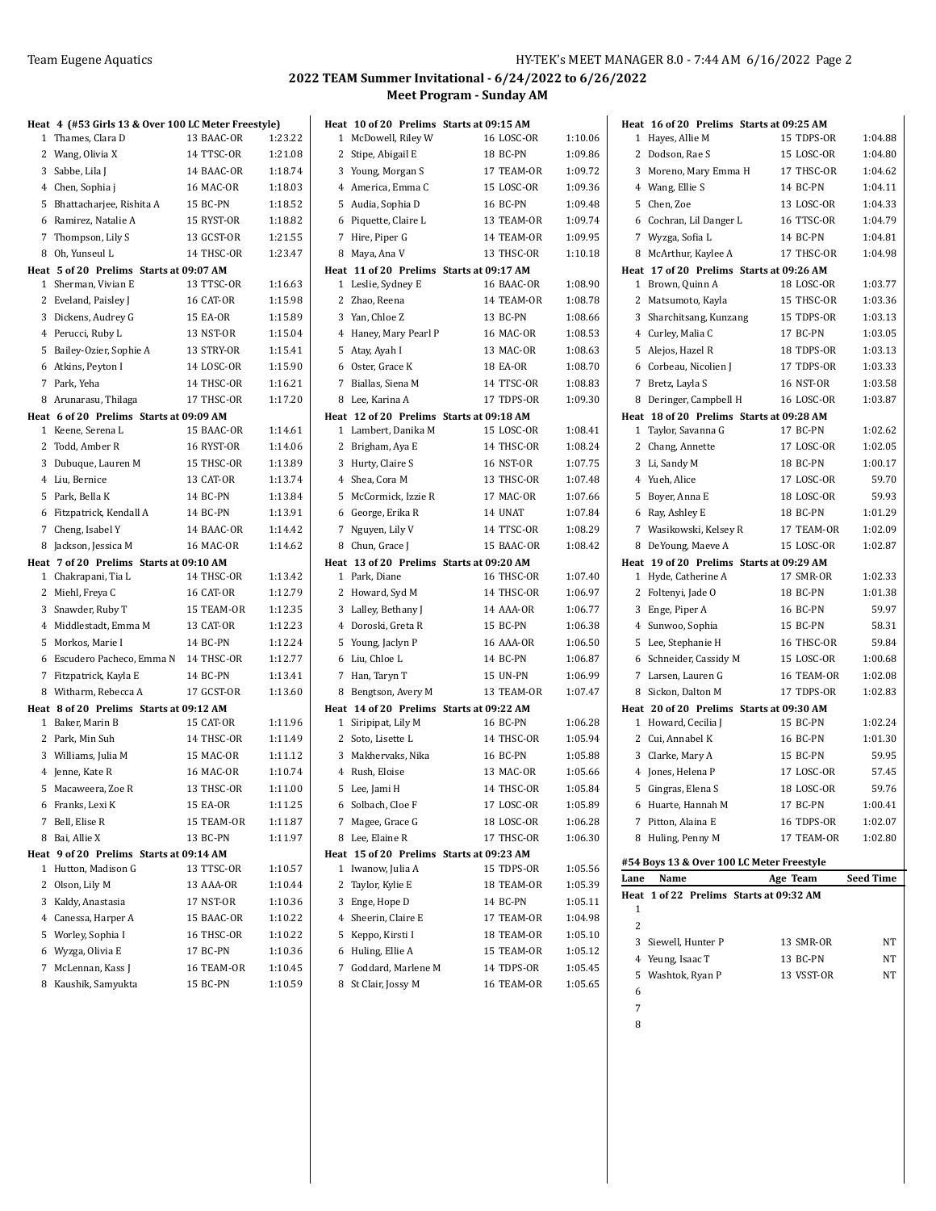## 2022 TEAM Summer Invitational - 6/24/2022 to 6/26/2022
### Meet Program - Sunday AM

**Heat 4 (#53 Girls 13 & Over 100 LC Meter Freestyle)**

| Lane | Name | Age | Team | Seed Time |
|---|---|---|---|---|
| 1 | Thames, Clara D | 13 | BAAC-OR | 1:23.22 |
| 2 | Wang, Olivia X | 14 | TTSC-OR | 1:21.08 |
| 3 | Sabbe, Lila J | 14 | BAAC-OR | 1:18.74 |
| 4 | Chen, Sophia j | 16 | MAC-OR | 1:18.03 |
| 5 | Bhattacharjee, Rishita A | 15 | BC-PN | 1:18.52 |
| 6 | Ramirez, Natalie A | 15 | RYST-OR | 1:18.82 |
| 7 | Thompson, Lily S | 13 | GCST-OR | 1:21.55 |
| 8 | Oh, Yunseul L | 14 | THSC-OR | 1:23.47 |

**Heat 5 of 20 Prelims Starts at 09:07 AM**

| Lane | Name | Age | Team | Seed Time |
|---|---|---|---|---|
| 1 | Sherman, Vivian E | 13 | TTSC-OR | 1:16.63 |
| 2 | Eveland, Paisley J | 16 | CAT-OR | 1:15.98 |
| 3 | Dickens, Audrey G | 15 | EA-OR | 1:15.89 |
| 4 | Perucci, Ruby L | 13 | NST-OR | 1:15.04 |
| 5 | Bailey-Ozier, Sophie A | 13 | STRY-OR | 1:15.41 |
| 6 | Atkins, Peyton I | 14 | LOSC-OR | 1:15.90 |
| 7 | Park, Yeha | 14 | THSC-OR | 1:16.21 |
| 8 | Arunarasu, Thilaga | 17 | THSC-OR | 1:17.20 |

**Heat 6 of 20 Prelims Starts at 09:09 AM**

| Lane | Name | Age | Team | Seed Time |
|---|---|---|---|---|
| 1 | Keene, Serena L | 15 | BAAC-OR | 1:14.61 |
| 2 | Todd, Amber R | 16 | RYST-OR | 1:14.06 |
| 3 | Dubuque, Lauren M | 15 | THSC-OR | 1:13.89 |
| 4 | Liu, Bernice | 13 | CAT-OR | 1:13.74 |
| 5 | Park, Bella K | 14 | BC-PN | 1:13.84 |
| 6 | Fitzpatrick, Kendall A | 14 | BC-PN | 1:13.91 |
| 7 | Cheng, Isabel Y | 14 | BAAC-OR | 1:14.42 |
| 8 | Jackson, Jessica M | 16 | MAC-OR | 1:14.62 |

**Heat 7 of 20 Prelims Starts at 09:10 AM**

| Lane | Name | Age | Team | Seed Time |
|---|---|---|---|---|
| 1 | Chakrapani, Tia L | 14 | THSC-OR | 1:13.42 |
| 2 | Miehl, Freya C | 16 | CAT-OR | 1:12.79 |
| 3 | Snawder, Ruby T | 15 | TEAM-OR | 1:12.35 |
| 4 | Middlestadt, Emma M | 13 | CAT-OR | 1:12.23 |
| 5 | Morkos, Marie I | 14 | BC-PN | 1:12.24 |
| 6 | Escudero Pacheco, Emma N | 14 | THSC-OR | 1:12.77 |
| 7 | Fitzpatrick, Kayla E | 14 | BC-PN | 1:13.41 |
| 8 | Witharm, Rebecca A | 17 | GCST-OR | 1:13.60 |

**Heat 8 of 20 Prelims Starts at 09:12 AM**

| Lane | Name | Age | Team | Seed Time |
|---|---|---|---|---|
| 1 | Baker, Marin B | 15 | CAT-OR | 1:11.96 |
| 2 | Park, Min Suh | 14 | THSC-OR | 1:11.49 |
| 3 | Williams, Julia M | 15 | MAC-OR | 1:11.12 |
| 4 | Jenne, Kate R | 16 | MAC-OR | 1:10.74 |
| 5 | Macaweera, Zoe R | 13 | THSC-OR | 1:11.00 |
| 6 | Franks, Lexi K | 15 | EA-OR | 1:11.25 |
| 7 | Bell, Elise R | 15 | TEAM-OR | 1:11.87 |
| 8 | Bai, Allie X | 13 | BC-PN | 1:11.97 |

**Heat 9 of 20 Prelims Starts at 09:14 AM**

| Lane | Name | Age | Team | Seed Time |
|---|---|---|---|---|
| 1 | Hutton, Madison G | 13 | TTSC-OR | 1:10.57 |
| 2 | Olson, Lily M | 13 | AAA-OR | 1:10.44 |
| 3 | Kaldy, Anastasia | 17 | NST-OR | 1:10.36 |
| 4 | Canessa, Harper A | 15 | BAAC-OR | 1:10.22 |
| 5 | Worley, Sophia I | 16 | THSC-OR | 1:10.22 |
| 6 | Wyzga, Olivia E | 17 | BC-PN | 1:10.36 |
| 7 | McLennan, Kass J | 16 | TEAM-OR | 1:10.45 |
| 8 | Kaushik, Samyukta | 15 | BC-PN | 1:10.59 |

**Heat 10 of 20 Prelims Starts at 09:15 AM**

| Lane | Name | Age | Team | Seed Time |
|---|---|---|---|---|
| 1 | McDowell, Riley W | 16 | LOSC-OR | 1:10.06 |
| 2 | Stipe, Abigail E | 18 | BC-PN | 1:09.86 |
| 3 | Young, Morgan S | 17 | TEAM-OR | 1:09.72 |
| 4 | America, Emma C | 15 | LOSC-OR | 1:09.36 |
| 5 | Audia, Sophia D | 16 | BC-PN | 1:09.48 |
| 6 | Piquette, Claire L | 13 | TEAM-OR | 1:09.74 |
| 7 | Hire, Piper G | 14 | TEAM-OR | 1:09.95 |
| 8 | Maya, Ana V | 13 | THSC-OR | 1:10.18 |

**Heat 11 of 20 Prelims Starts at 09:17 AM**

| Lane | Name | Age | Team | Seed Time |
|---|---|---|---|---|
| 1 | Leslie, Sydney E | 16 | BAAC-OR | 1:08.90 |
| 2 | Zhao, Reena | 14 | TEAM-OR | 1:08.78 |
| 3 | Yan, Chloe Z | 13 | BC-PN | 1:08.66 |
| 4 | Haney, Mary Pearl P | 16 | MAC-OR | 1:08.53 |
| 5 | Atay, Ayah I | 13 | MAC-OR | 1:08.63 |
| 6 | Oster, Grace K | 18 | EA-OR | 1:08.70 |
| 7 | Biallas, Siena M | 14 | TTSC-OR | 1:08.83 |
| 8 | Lee, Karina A | 17 | TDPS-OR | 1:09.30 |

**Heat 12 of 20 Prelims Starts at 09:18 AM**

| Lane | Name | Age | Team | Seed Time |
|---|---|---|---|---|
| 1 | Lambert, Danika M | 15 | LOSC-OR | 1:08.41 |
| 2 | Brigham, Aya E | 14 | THSC-OR | 1:08.24 |
| 3 | Hurty, Claire S | 16 | NST-OR | 1:07.75 |
| 4 | Shea, Cora M | 13 | THSC-OR | 1:07.48 |
| 5 | McCormick, Izzie R | 17 | MAC-OR | 1:07.66 |
| 6 | George, Erika R | 14 | UNAT | 1:07.84 |
| 7 | Nguyen, Lily V | 14 | TTSC-OR | 1:08.29 |
| 8 | Chun, Grace J | 15 | BAAC-OR | 1:08.42 |

**Heat 13 of 20 Prelims Starts at 09:20 AM**

| Lane | Name | Age | Team | Seed Time |
|---|---|---|---|---|
| 1 | Park, Diane | 16 | THSC-OR | 1:07.40 |
| 2 | Howard, Syd M | 14 | THSC-OR | 1:06.97 |
| 3 | Lalley, Bethany J | 14 | AAA-OR | 1:06.77 |
| 4 | Doroski, Greta R | 15 | BC-PN | 1:06.38 |
| 5 | Young, Jaclyn P | 16 | AAA-OR | 1:06.50 |
| 6 | Liu, Chloe L | 14 | BC-PN | 1:06.87 |
| 7 | Han, Taryn T | 15 | UN-PN | 1:06.99 |
| 8 | Bengtson, Avery M | 13 | TEAM-OR | 1:07.47 |

**Heat 14 of 20 Prelims Starts at 09:22 AM**

| Lane | Name | Age | Team | Seed Time |
|---|---|---|---|---|
| 1 | Siripipat, Lily M | 16 | BC-PN | 1:06.28 |
| 2 | Soto, Lisette L | 14 | THSC-OR | 1:05.94 |
| 3 | Makhervaks, Nika | 16 | BC-PN | 1:05.88 |
| 4 | Rush, Eloise | 13 | MAC-OR | 1:05.66 |
| 5 | Lee, Jami H | 14 | THSC-OR | 1:05.84 |
| 6 | Solbach, Cloe F | 17 | LOSC-OR | 1:05.89 |
| 7 | Magee, Grace G | 18 | LOSC-OR | 1:06.28 |
| 8 | Lee, Elaine R | 17 | THSC-OR | 1:06.30 |

**Heat 15 of 20 Prelims Starts at 09:23 AM**

| Lane | Name | Age | Team | Seed Time |
|---|---|---|---|---|
| 1 | Iwanow, Julia A | 15 | TDPS-OR | 1:05.56 |
| 2 | Taylor, Kylie E | 18 | TEAM-OR | 1:05.39 |
| 3 | Enge, Hope D | 14 | BC-PN | 1:05.11 |
| 4 | Sheerin, Claire E | 17 | TEAM-OR | 1:04.98 |
| 5 | Keppo, Kirsti I | 18 | TEAM-OR | 1:05.10 |
| 6 | Huling, Ellie A | 15 | TEAM-OR | 1:05.12 |
| 7 | Goddard, Marlene M | 14 | TDPS-OR | 1:05.45 |
| 8 | St Clair, Jossy M | 16 | TEAM-OR | 1:05.65 |

**Heat 16 of 20 Prelims Starts at 09:25 AM**

| Lane | Name | Age | Team | Seed Time |
|---|---|---|---|---|
| 1 | Hayes, Allie M | 15 | TDPS-OR | 1:04.88 |
| 2 | Dodson, Rae S | 15 | LOSC-OR | 1:04.80 |
| 3 | Moreno, Mary Emma H | 17 | THSC-OR | 1:04.62 |
| 4 | Wang, Ellie S | 14 | BC-PN | 1:04.11 |
| 5 | Chen, Zoe | 13 | LOSC-OR | 1:04.33 |
| 6 | Cochran, Lil Danger L | 16 | TTSC-OR | 1:04.79 |
| 7 | Wyzga, Sofia L | 14 | BC-PN | 1:04.81 |
| 8 | McArthur, Kaylee A | 17 | THSC-OR | 1:04.98 |

**Heat 17 of 20 Prelims Starts at 09:26 AM**

| Lane | Name | Age | Team | Seed Time |
|---|---|---|---|---|
| 1 | Brown, Quinn A | 18 | LOSC-OR | 1:03.77 |
| 2 | Matsumoto, Kayla | 15 | THSC-OR | 1:03.36 |
| 3 | Sharchitsang, Kunzang | 15 | TDPS-OR | 1:03.13 |
| 4 | Curley, Malia C | 17 | BC-PN | 1:03.05 |
| 5 | Alejos, Hazel R | 18 | TDPS-OR | 1:03.13 |
| 6 | Corbeau, Nicolien J | 17 | TDPS-OR | 1:03.33 |
| 7 | Bretz, Layla S | 16 | NST-OR | 1:03.58 |
| 8 | Deringer, Campbell H | 16 | LOSC-OR | 1:03.87 |

**Heat 18 of 20 Prelims Starts at 09:28 AM**

| Lane | Name | Age | Team | Seed Time |
|---|---|---|---|---|
| 1 | Taylor, Savanna G | 17 | BC-PN | 1:02.62 |
| 2 | Chang, Annette | 17 | LOSC-OR | 1:02.05 |
| 3 | Li, Sandy M | 18 | BC-PN | 1:00.17 |
| 4 | Yueh, Alice | 17 | LOSC-OR | 59.70 |
| 5 | Boyer, Anna E | 18 | LOSC-OR | 59.93 |
| 6 | Ray, Ashley E | 18 | BC-PN | 1:01.29 |
| 7 | Wasikowski, Kelsey R | 17 | TEAM-OR | 1:02.09 |
| 8 | DeYoung, Maeve A | 15 | LOSC-OR | 1:02.87 |

**Heat 19 of 20 Prelims Starts at 09:29 AM**

| Lane | Name | Age | Team | Seed Time |
|---|---|---|---|---|
| 1 | Hyde, Catherine A | 17 | SMR-OR | 1:02.33 |
| 2 | Foltenyi, Jade O | 18 | BC-PN | 1:01.38 |
| 3 | Enge, Piper A | 16 | BC-PN | 59.97 |
| 4 | Sunwoo, Sophia | 15 | BC-PN | 58.31 |
| 5 | Lee, Stephanie H | 16 | THSC-OR | 59.84 |
| 6 | Schneider, Cassidy M | 15 | LOSC-OR | 1:00.68 |
| 7 | Larsen, Lauren G | 16 | TEAM-OR | 1:02.08 |
| 8 | Sickon, Dalton M | 17 | TDPS-OR | 1:02.83 |

**Heat 20 of 20 Prelims Starts at 09:30 AM**

| Lane | Name | Age | Team | Seed Time |
|---|---|---|---|---|
| 1 | Howard, Cecilia J | 15 | BC-PN | 1:02.24 |
| 2 | Cui, Annabel K | 16 | BC-PN | 1:01.30 |
| 3 | Clarke, Mary A | 15 | BC-PN | 59.95 |
| 4 | Jones, Helena P | 17 | LOSC-OR | 57.45 |
| 5 | Gingras, Elena S | 18 | LOSC-OR | 59.76 |
| 6 | Huarte, Hannah M | 17 | BC-PN | 1:00.41 |
| 7 | Pitton, Alaina E | 16 | TDPS-OR | 1:02.07 |
| 8 | Huling, Penny M | 17 | TEAM-OR | 1:02.80 |

### #54 Boys 13 & Over 100 LC Meter Freestyle

**Heat 1 of 22 Prelims Starts at 09:32 AM**

| Lane | Name | Age | Team | Seed Time |
|---|---|---|---|---|
| 1 | | | | |
| 2 | | | | |
| 3 | Siewell, Hunter P | 13 | SMR-OR | NT |
| 4 | Yeung, Isaac T | 13 | BC-PN | NT |
| 5 | Washtok, Ryan P | 13 | VSST-OR | NT |
| 6 | | | | |
| 7 | | | | |
| 8 | | | | |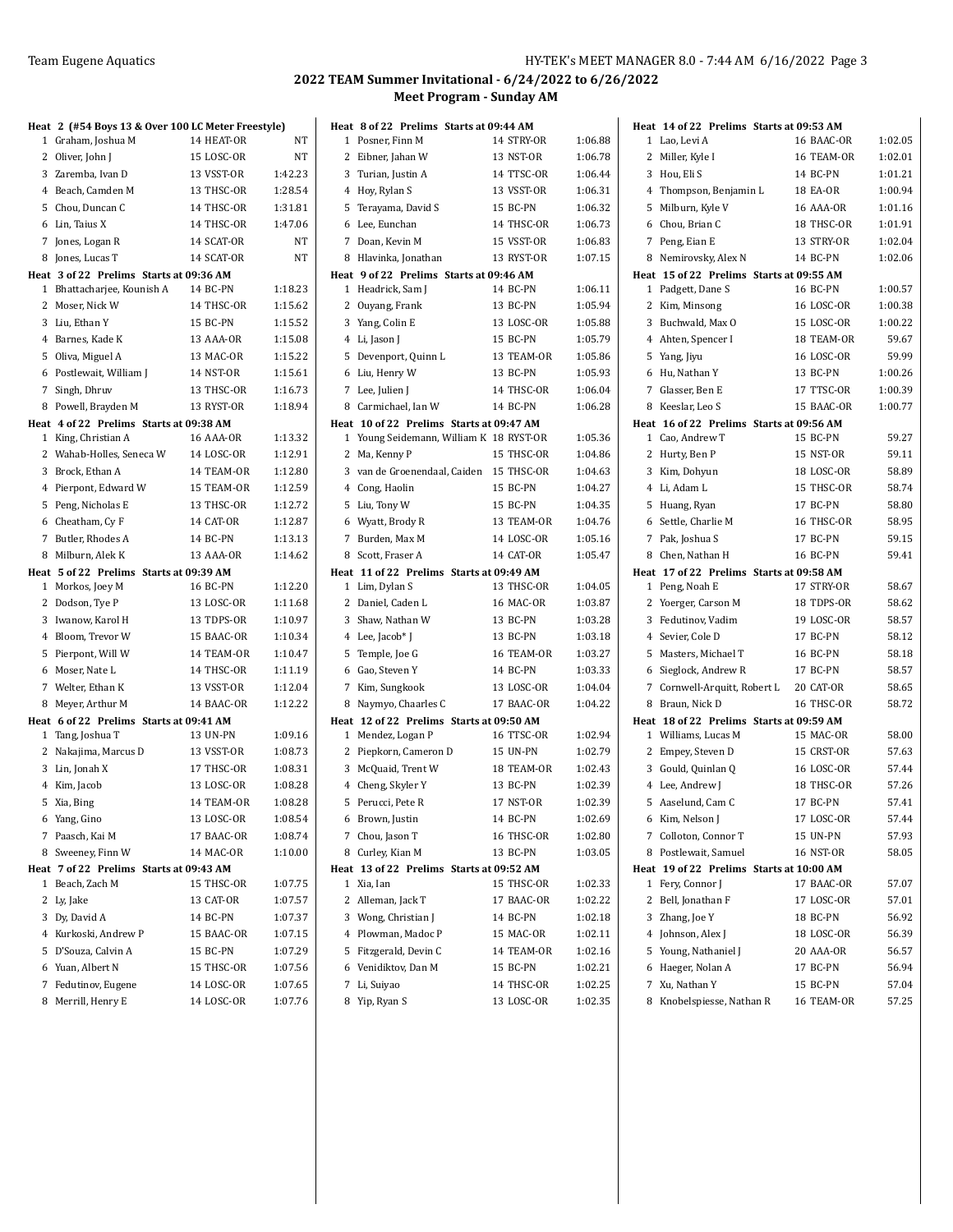## 2022 TEAM Summer Invitational - 6/24/2022 to 6/26/2022

### Meet Program - Sunday AM

**Heat 2 (#54 Boys 13 & Over 100 LC Meter Freestyle)**

| Lane | Name | Age Team | Seed |
|---|---|---|---|
| 1 | Graham, Joshua M | 14 HEAT-OR | NT |
| 2 | Oliver, John J | 15 LOSC-OR | NT |
| 3 | Zaremba, Ivan D | 13 VSST-OR | 1:42.23 |
| 4 | Beach, Camden M | 13 THSC-OR | 1:28.54 |
| 5 | Chou, Duncan C | 14 THSC-OR | 1:31.81 |
| 6 | Lin, Taius X | 14 THSC-OR | 1:47.06 |
| 7 | Jones, Logan R | 14 SCAT-OR | NT |
| 8 | Jones, Lucas T | 14 SCAT-OR | NT |

**Heat 3 of 22 Prelims Starts at 09:36 AM**

| Lane | Name | Age Team | Seed |
|---|---|---|---|
| 1 | Bhattacharjee, Kounish A | 14 BC-PN | 1:18.23 |
| 2 | Moser, Nick W | 14 THSC-OR | 1:15.62 |
| 3 | Liu, Ethan Y | 15 BC-PN | 1:15.52 |
| 4 | Barnes, Kade K | 13 AAA-OR | 1:15.08 |
| 5 | Oliva, Miguel A | 13 MAC-OR | 1:15.22 |
| 6 | Postlewait, William J | 14 NST-OR | 1:15.61 |
| 7 | Singh, Dhruv | 13 THSC-OR | 1:16.73 |
| 8 | Powell, Brayden M | 13 RYST-OR | 1:18.94 |

**Heat 4 of 22 Prelims Starts at 09:38 AM**

| Lane | Name | Age Team | Seed |
|---|---|---|---|
| 1 | King, Christian A | 16 AAA-OR | 1:13.32 |
| 2 | Wahab-Holles, Seneca W | 14 LOSC-OR | 1:12.91 |
| 3 | Brock, Ethan A | 14 TEAM-OR | 1:12.80 |
| 4 | Pierpont, Edward W | 15 TEAM-OR | 1:12.59 |
| 5 | Peng, Nicholas E | 13 THSC-OR | 1:12.72 |
| 6 | Cheatham, Cy F | 14 CAT-OR | 1:12.87 |
| 7 | Butler, Rhodes A | 14 BC-PN | 1:13.13 |
| 8 | Milburn, Alek K | 13 AAA-OR | 1:14.62 |

**Heat 5 of 22 Prelims Starts at 09:39 AM**

| Lane | Name | Age Team | Seed |
|---|---|---|---|
| 1 | Morkos, Joey M | 16 BC-PN | 1:12.20 |
| 2 | Dodson, Tye P | 13 LOSC-OR | 1:11.68 |
| 3 | Iwanow, Karol H | 13 TDPS-OR | 1:10.97 |
| 4 | Bloom, Trevor W | 15 BAAC-OR | 1:10.34 |
| 5 | Pierpont, Will W | 14 TEAM-OR | 1:10.47 |
| 6 | Moser, Nate L | 14 THSC-OR | 1:11.19 |
| 7 | Welter, Ethan K | 13 VSST-OR | 1:12.04 |
| 8 | Meyer, Arthur M | 14 BAAC-OR | 1:12.22 |

**Heat 6 of 22 Prelims Starts at 09:41 AM**

| Lane | Name | Age Team | Seed |
|---|---|---|---|
| 1 | Tang, Joshua T | 13 UN-PN | 1:09.16 |
| 2 | Nakajima, Marcus D | 13 VSST-OR | 1:08.73 |
| 3 | Lin, Jonah X | 17 THSC-OR | 1:08.31 |
| 4 | Kim, Jacob | 13 LOSC-OR | 1:08.28 |
| 5 | Xia, Bing | 14 TEAM-OR | 1:08.28 |
| 6 | Yang, Gino | 13 LOSC-OR | 1:08.54 |
| 7 | Paasch, Kai M | 17 BAAC-OR | 1:08.74 |
| 8 | Sweeney, Finn W | 14 MAC-OR | 1:10.00 |

**Heat 7 of 22 Prelims Starts at 09:43 AM**

| Lane | Name | Age Team | Seed |
|---|---|---|---|
| 1 | Beach, Zach M | 15 THSC-OR | 1:07.75 |
| 2 | Ly, Jake | 13 CAT-OR | 1:07.57 |
| 3 | Dy, David A | 14 BC-PN | 1:07.37 |
| 4 | Kurkoski, Andrew P | 15 BAAC-OR | 1:07.15 |
| 5 | D'Souza, Calvin A | 15 BC-PN | 1:07.29 |
| 6 | Yuan, Albert N | 15 THSC-OR | 1:07.56 |
| 7 | Fedutinov, Eugene | 14 LOSC-OR | 1:07.65 |
| 8 | Merrill, Henry E | 14 LOSC-OR | 1:07.76 |

**Heat 8 of 22 Prelims Starts at 09:44 AM**

| Lane | Name | Age Team | Seed |
|---|---|---|---|
| 1 | Posner, Finn M | 14 STRY-OR | 1:06.88 |
| 2 | Eibner, Jahan W | 13 NST-OR | 1:06.78 |
| 3 | Turian, Justin A | 14 TTSC-OR | 1:06.44 |
| 4 | Hoy, Rylan S | 13 VSST-OR | 1:06.31 |
| 5 | Terayama, David S | 15 BC-PN | 1:06.32 |
| 6 | Lee, Eunchan | 14 THSC-OR | 1:06.73 |
| 7 | Doan, Kevin M | 15 VSST-OR | 1:06.83 |
| 8 | Hlavinka, Jonathan | 13 RYST-OR | 1:07.15 |

**Heat 9 of 22 Prelims Starts at 09:46 AM**

| Lane | Name | Age Team | Seed |
|---|---|---|---|
| 1 | Headrick, Sam J | 14 BC-PN | 1:06.11 |
| 2 | Ouyang, Frank | 13 BC-PN | 1:05.94 |
| 3 | Yang, Colin E | 13 LOSC-OR | 1:05.88 |
| 4 | Li, Jason J | 15 BC-PN | 1:05.79 |
| 5 | Devenport, Quinn L | 13 TEAM-OR | 1:05.86 |
| 6 | Liu, Henry W | 13 BC-PN | 1:05.93 |
| 7 | Lee, Julien J | 14 THSC-OR | 1:06.04 |
| 8 | Carmichael, Ian W | 14 BC-PN | 1:06.28 |

**Heat 10 of 22 Prelims Starts at 09:47 AM**

| Lane | Name | Age Team | Seed |
|---|---|---|---|
| 1 | Young Seidemann, William K | 18 RYST-OR | 1:05.36 |
| 2 | Ma, Kenny P | 15 THSC-OR | 1:04.86 |
| 3 | van de Groenendaal, Caiden | 15 THSC-OR | 1:04.63 |
| 4 | Cong, Haolin | 15 BC-PN | 1:04.27 |
| 5 | Liu, Tony W | 15 BC-PN | 1:04.35 |
| 6 | Wyatt, Brody R | 13 TEAM-OR | 1:04.76 |
| 7 | Burden, Max M | 14 LOSC-OR | 1:05.16 |
| 8 | Scott, Fraser A | 14 CAT-OR | 1:05.47 |

**Heat 11 of 22 Prelims Starts at 09:49 AM**

| Lane | Name | Age Team | Seed |
|---|---|---|---|
| 1 | Lim, Dylan S | 13 THSC-OR | 1:04.05 |
| 2 | Daniel, Caden L | 16 MAC-OR | 1:03.87 |
| 3 | Shaw, Nathan W | 13 BC-PN | 1:03.28 |
| 4 | Lee, Jacob* J | 13 BC-PN | 1:03.18 |
| 5 | Temple, Joe G | 16 TEAM-OR | 1:03.27 |
| 6 | Gao, Steven Y | 14 BC-PN | 1:03.33 |
| 7 | Kim, Sungkook | 13 LOSC-OR | 1:04.04 |
| 8 | Naymyo, Chaarles C | 17 BAAC-OR | 1:04.22 |

**Heat 12 of 22 Prelims Starts at 09:50 AM**

| Lane | Name | Age Team | Seed |
|---|---|---|---|
| 1 | Mendez, Logan P | 16 TTSC-OR | 1:02.94 |
| 2 | Piepkorn, Cameron D | 15 UN-PN | 1:02.79 |
| 3 | McQuaid, Trent W | 18 TEAM-OR | 1:02.43 |
| 4 | Cheng, Skyler Y | 13 BC-PN | 1:02.39 |
| 5 | Perucci, Pete R | 17 NST-OR | 1:02.39 |
| 6 | Brown, Justin | 14 BC-PN | 1:02.69 |
| 7 | Chou, Jason T | 16 THSC-OR | 1:02.80 |
| 8 | Curley, Kian M | 13 BC-PN | 1:03.05 |

**Heat 13 of 22 Prelims Starts at 09:52 AM**

| Lane | Name | Age Team | Seed |
|---|---|---|---|
| 1 | Xia, Ian | 15 THSC-OR | 1:02.33 |
| 2 | Alleman, Jack T | 17 BAAC-OR | 1:02.22 |
| 3 | Wong, Christian J | 14 BC-PN | 1:02.18 |
| 4 | Plowman, Madoc P | 15 MAC-OR | 1:02.11 |
| 5 | Fitzgerald, Devin C | 14 TEAM-OR | 1:02.16 |
| 6 | Venidiktov, Dan M | 15 BC-PN | 1:02.21 |
| 7 | Li, Suiyao | 14 THSC-OR | 1:02.25 |
| 8 | Yip, Ryan S | 13 LOSC-OR | 1:02.35 |

**Heat 14 of 22 Prelims Starts at 09:53 AM**

| Lane | Name | Age Team | Seed |
|---|---|---|---|
| 1 | Lao, Levi A | 16 BAAC-OR | 1:02.05 |
| 2 | Miller, Kyle I | 16 TEAM-OR | 1:02.01 |
| 3 | Hou, Eli S | 14 BC-PN | 1:01.21 |
| 4 | Thompson, Benjamin L | 18 EA-OR | 1:00.94 |
| 5 | Milburn, Kyle V | 16 AAA-OR | 1:01.16 |
| 6 | Chou, Brian C | 18 THSC-OR | 1:01.91 |
| 7 | Peng, Eian E | 13 STRY-OR | 1:02.04 |
| 8 | Nemirovsky, Alex N | 14 BC-PN | 1:02.06 |

**Heat 15 of 22 Prelims Starts at 09:55 AM**

| Lane | Name | Age Team | Seed |
|---|---|---|---|
| 1 | Padgett, Dane S | 16 BC-PN | 1:00.57 |
| 2 | Kim, Minsong | 16 LOSC-OR | 1:00.38 |
| 3 | Buchwald, Max O | 15 LOSC-OR | 1:00.22 |
| 4 | Ahten, Spencer I | 18 TEAM-OR | 59.67 |
| 5 | Yang, Jiyu | 16 LOSC-OR | 59.99 |
| 6 | Hu, Nathan Y | 13 BC-PN | 1:00.26 |
| 7 | Glasser, Ben E | 17 TTSC-OR | 1:00.39 |
| 8 | Keeslar, Leo S | 15 BAAC-OR | 1:00.77 |

**Heat 16 of 22 Prelims Starts at 09:56 AM**

| Lane | Name | Age Team | Seed |
|---|---|---|---|
| 1 | Cao, Andrew T | 15 BC-PN | 59.27 |
| 2 | Hurty, Ben P | 15 NST-OR | 59.11 |
| 3 | Kim, Dohyun | 18 LOSC-OR | 58.89 |
| 4 | Li, Adam L | 15 THSC-OR | 58.74 |
| 5 | Huang, Ryan | 17 BC-PN | 58.80 |
| 6 | Settle, Charlie M | 16 THSC-OR | 58.95 |
| 7 | Pak, Joshua S | 17 BC-PN | 59.15 |
| 8 | Chen, Nathan H | 16 BC-PN | 59.41 |

**Heat 17 of 22 Prelims Starts at 09:58 AM**

| Lane | Name | Age Team | Seed |
|---|---|---|---|
| 1 | Peng, Noah E | 17 STRY-OR | 58.67 |
| 2 | Yoerger, Carson M | 18 TDPS-OR | 58.62 |
| 3 | Fedutinov, Vadim | 19 LOSC-OR | 58.57 |
| 4 | Sevier, Cole D | 17 BC-PN | 58.12 |
| 5 | Masters, Michael T | 16 BC-PN | 58.18 |
| 6 | Sieglock, Andrew R | 17 BC-PN | 58.57 |
| 7 | Cornwell-Arquitt, Robert L | 20 CAT-OR | 58.65 |
| 8 | Braun, Nick D | 16 THSC-OR | 58.72 |

**Heat 18 of 22 Prelims Starts at 09:59 AM**

| Lane | Name | Age Team | Seed |
|---|---|---|---|
| 1 | Williams, Lucas M | 15 MAC-OR | 58.00 |
| 2 | Empey, Steven D | 15 CRST-OR | 57.63 |
| 3 | Gould, Quinlan Q | 16 LOSC-OR | 57.44 |
| 4 | Lee, Andrew J | 18 THSC-OR | 57.26 |
| 5 | Aaselund, Cam C | 17 BC-PN | 57.41 |
| 6 | Kim, Nelson J | 17 LOSC-OR | 57.44 |
| 7 | Colloton, Connor T | 15 UN-PN | 57.93 |
| 8 | Postlewait, Samuel | 16 NST-OR | 58.05 |

**Heat 19 of 22 Prelims Starts at 10:00 AM**

| Lane | Name | Age Team | Seed |
|---|---|---|---|
| 1 | Fery, Connor J | 17 BAAC-OR | 57.07 |
| 2 | Bell, Jonathan F | 17 LOSC-OR | 57.01 |
| 3 | Zhang, Joe Y | 18 BC-PN | 56.92 |
| 4 | Johnson, Alex J | 18 LOSC-OR | 56.39 |
| 5 | Young, Nathaniel J | 20 AAA-OR | 56.57 |
| 6 | Haeger, Nolan A | 17 BC-PN | 56.94 |
| 7 | Xu, Nathan Y | 15 BC-PN | 57.04 |
| 8 | Knobelspiesse, Nathan R | 16 TEAM-OR | 57.25 |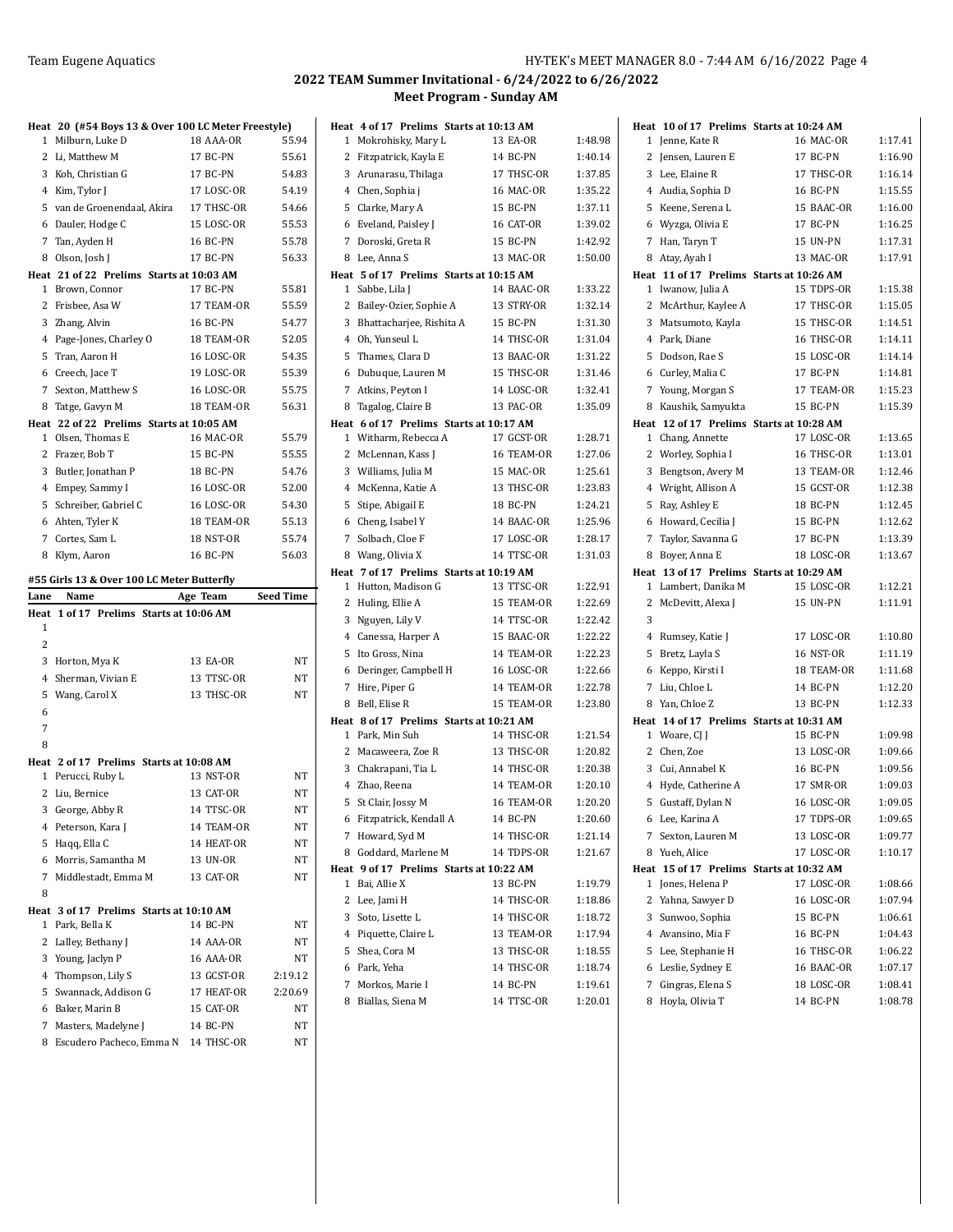## 2022 TEAM Summer Invitational - 6/24/2022 to 6/26/2022

### Meet Program - Sunday AM

**Heat 20 (#54 Boys 13 & Over 100 LC Meter Freestyle)**

| Lane | Name | Age Team | Seed Time |
|---|---|---|---|
| 1 | Milburn, Luke D | 18 AAA-OR | 55.94 |
| 2 | Li, Matthew M | 17 BC-PN | 55.61 |
| 3 | Koh, Christian G | 17 BC-PN | 54.83 |
| 4 | Kim, Tylor J | 17 LOSC-OR | 54.19 |
| 5 | van de Groenendaal, Akira | 17 THSC-OR | 54.66 |
| 6 | Dauler, Hodge C | 15 LOSC-OR | 55.53 |
| 7 | Tan, Ayden H | 16 BC-PN | 55.78 |
| 8 | Olson, Josh J | 17 BC-PN | 56.33 |

**Heat 21 of 22 Prelims Starts at 10:03 AM**

| Lane | Name | Age Team | Seed Time |
|---|---|---|---|
| 1 | Brown, Connor | 17 BC-PN | 55.81 |
| 2 | Frisbee, Asa W | 17 TEAM-OR | 55.59 |
| 3 | Zhang, Alvin | 16 BC-PN | 54.77 |
| 4 | Page-Jones, Charley O | 18 TEAM-OR | 52.05 |
| 5 | Tran, Aaron H | 16 LOSC-OR | 54.35 |
| 6 | Creech, Jace T | 19 LOSC-OR | 55.39 |
| 7 | Sexton, Matthew S | 16 LOSC-OR | 55.75 |
| 8 | Tatge, Gavyn M | 18 TEAM-OR | 56.31 |

**Heat 22 of 22 Prelims Starts at 10:05 AM**

| Lane | Name | Age Team | Seed Time |
|---|---|---|---|
| 1 | Olsen, Thomas E | 16 MAC-OR | 55.79 |
| 2 | Frazer, Bob T | 15 BC-PN | 55.55 |
| 3 | Butler, Jonathan P | 18 BC-PN | 54.76 |
| 4 | Empey, Sammy I | 16 LOSC-OR | 52.00 |
| 5 | Schreiber, Gabriel C | 16 LOSC-OR | 54.30 |
| 6 | Ahten, Tyler K | 18 TEAM-OR | 55.13 |
| 7 | Cortes, Sam L | 18 NST-OR | 55.74 |
| 8 | Klym, Aaron | 16 BC-PN | 56.03 |

### #55 Girls 13 & Over 100 LC Meter Butterfly

**Heat 1 of 17 Prelims Starts at 10:06 AM**

| Lane | Name | Age Team | Seed Time |
|---|---|---|---|
| 1 | | | |
| 2 | | | |
| 3 | Horton, Mya K | 13 EA-OR | NT |
| 4 | Sherman, Vivian E | 13 TTSC-OR | NT |
| 5 | Wang, Carol X | 13 THSC-OR | NT |
| 6 | | | |
| 7 | | | |
| 8 | | | |

**Heat 2 of 17 Prelims Starts at 10:08 AM**

| Lane | Name | Age Team | Seed Time |
|---|---|---|---|
| 1 | Perucci, Ruby L | 13 NST-OR | NT |
| 2 | Liu, Bernice | 13 CAT-OR | NT |
| 3 | George, Abby R | 14 TTSC-OR | NT |
| 4 | Peterson, Kara J | 14 TEAM-OR | NT |
| 5 | Haqq, Ella C | 14 HEAT-OR | NT |
| 6 | Morris, Samantha M | 13 UN-OR | NT |
| 7 | Middlestadt, Emma M | 13 CAT-OR | NT |
| 8 | | | |

**Heat 3 of 17 Prelims Starts at 10:10 AM**

| Lane | Name | Age Team | Seed Time |
|---|---|---|---|
| 1 | Park, Bella K | 14 BC-PN | NT |
| 2 | Lalley, Bethany J | 14 AAA-OR | NT |
| 3 | Young, Jaclyn P | 16 AAA-OR | NT |
| 4 | Thompson, Lily S | 13 GCST-OR | 2:19.12 |
| 5 | Swannack, Addison G | 17 HEAT-OR | 2:20.69 |
| 6 | Baker, Marin B | 15 CAT-OR | NT |
| 7 | Masters, Madelyne J | 14 BC-PN | NT |
| 8 | Escudero Pacheco, Emma N | 14 THSC-OR | NT |

**Heat 4 of 17 Prelims Starts at 10:13 AM**

| Lane | Name | Age Team | Seed Time |
|---|---|---|---|
| 1 | Mokrohisky, Mary L | 13 EA-OR | 1:48.98 |
| 2 | Fitzpatrick, Kayla E | 14 BC-PN | 1:40.14 |
| 3 | Arunarasu, Thilaga | 17 THSC-OR | 1:37.85 |
| 4 | Chen, Sophia j | 16 MAC-OR | 1:35.22 |
| 5 | Clarke, Mary A | 15 BC-PN | 1:37.11 |
| 6 | Eveland, Paisley J | 16 CAT-OR | 1:39.02 |
| 7 | Doroski, Greta R | 15 BC-PN | 1:42.92 |
| 8 | Lee, Anna S | 13 MAC-OR | 1:50.00 |

**Heat 5 of 17 Prelims Starts at 10:15 AM**

| Lane | Name | Age Team | Seed Time |
|---|---|---|---|
| 1 | Sabbe, Lila J | 14 BAAC-OR | 1:33.22 |
| 2 | Bailey-Ozier, Sophie A | 13 STRY-OR | 1:32.14 |
| 3 | Bhattacharjee, Rishita A | 15 BC-PN | 1:31.30 |
| 4 | Oh, Yunseul L | 14 THSC-OR | 1:31.04 |
| 5 | Thames, Clara D | 13 BAAC-OR | 1:31.22 |
| 6 | Dubuque, Lauren M | 15 THSC-OR | 1:31.46 |
| 7 | Atkins, Peyton I | 14 LOSC-OR | 1:32.41 |
| 8 | Tagalog, Claire B | 13 PAC-OR | 1:35.09 |

**Heat 6 of 17 Prelims Starts at 10:17 AM**

| Lane | Name | Age Team | Seed Time |
|---|---|---|---|
| 1 | Witharm, Rebecca A | 17 GCST-OR | 1:28.71 |
| 2 | McLennan, Kass J | 16 TEAM-OR | 1:27.06 |
| 3 | Williams, Julia M | 15 MAC-OR | 1:25.61 |
| 4 | McKenna, Katie A | 13 THSC-OR | 1:23.83 |
| 5 | Stipe, Abigail E | 18 BC-PN | 1:24.21 |
| 6 | Cheng, Isabel Y | 14 BAAC-OR | 1:25.96 |
| 7 | Solbach, Cloe F | 17 LOSC-OR | 1:28.17 |
| 8 | Wang, Olivia X | 14 TTSC-OR | 1:31.03 |

**Heat 7 of 17 Prelims Starts at 10:19 AM**

| Lane | Name | Age Team | Seed Time |
|---|---|---|---|
| 1 | Hutton, Madison G | 13 TTSC-OR | 1:22.91 |
| 2 | Huling, Ellie A | 15 TEAM-OR | 1:22.69 |
| 3 | Nguyen, Lily V | 14 TTSC-OR | 1:22.42 |
| 4 | Canessa, Harper A | 15 BAAC-OR | 1:22.22 |
| 5 | Ito Gross, Nina | 14 TEAM-OR | 1:22.23 |
| 6 | Deringer, Campbell H | 16 LOSC-OR | 1:22.66 |
| 7 | Hire, Piper G | 14 TEAM-OR | 1:22.78 |
| 8 | Bell, Elise R | 15 TEAM-OR | 1:23.80 |

**Heat 8 of 17 Prelims Starts at 10:21 AM**

| Lane | Name | Age Team | Seed Time |
|---|---|---|---|
| 1 | Park, Min Suh | 14 THSC-OR | 1:21.54 |
| 2 | Macaweera, Zoe R | 13 THSC-OR | 1:20.82 |
| 3 | Chakrapani, Tia L | 14 THSC-OR | 1:20.38 |
| 4 | Zhao, Reena | 14 TEAM-OR | 1:20.10 |
| 5 | St Clair, Jossy M | 16 TEAM-OR | 1:20.20 |
| 6 | Fitzpatrick, Kendall A | 14 BC-PN | 1:20.60 |
| 7 | Howard, Syd M | 14 THSC-OR | 1:21.14 |
| 8 | Goddard, Marlene M | 14 TDPS-OR | 1:21.67 |

**Heat 9 of 17 Prelims Starts at 10:22 AM**

| Lane | Name | Age Team | Seed Time |
|---|---|---|---|
| 1 | Bai, Allie X | 13 BC-PN | 1:19.79 |
| 2 | Lee, Jami H | 14 THSC-OR | 1:18.86 |
| 3 | Soto, Lisette L | 14 THSC-OR | 1:18.72 |
| 4 | Piquette, Claire L | 13 TEAM-OR | 1:17.94 |
| 5 | Shea, Cora M | 13 THSC-OR | 1:18.55 |
| 6 | Park, Yeha | 14 THSC-OR | 1:18.74 |
| 7 | Morkos, Marie I | 14 BC-PN | 1:19.61 |
| 8 | Biallas, Siena M | 14 TTSC-OR | 1:20.01 |

**Heat 10 of 17 Prelims Starts at 10:24 AM**

| Lane | Name | Age Team | Seed Time |
|---|---|---|---|
| 1 | Jenne, Kate R | 16 MAC-OR | 1:17.41 |
| 2 | Jensen, Lauren E | 17 BC-PN | 1:16.90 |
| 3 | Lee, Elaine R | 17 THSC-OR | 1:16.14 |
| 4 | Audia, Sophia D | 16 BC-PN | 1:15.55 |
| 5 | Keene, Serena L | 15 BAAC-OR | 1:16.00 |
| 6 | Wyzga, Olivia E | 17 BC-PN | 1:16.25 |
| 7 | Han, Taryn T | 15 UN-PN | 1:17.31 |
| 8 | Atay, Ayah I | 13 MAC-OR | 1:17.91 |

**Heat 11 of 17 Prelims Starts at 10:26 AM**

| Lane | Name | Age Team | Seed Time |
|---|---|---|---|
| 1 | Iwanow, Julia A | 15 TDPS-OR | 1:15.38 |
| 2 | McArthur, Kaylee A | 17 THSC-OR | 1:15.05 |
| 3 | Matsumoto, Kayla | 15 THSC-OR | 1:14.51 |
| 4 | Park, Diane | 16 THSC-OR | 1:14.11 |
| 5 | Dodson, Rae S | 15 LOSC-OR | 1:14.14 |
| 6 | Curley, Malia C | 17 BC-PN | 1:14.81 |
| 7 | Young, Morgan S | 17 TEAM-OR | 1:15.23 |
| 8 | Kaushik, Samyukta | 15 BC-PN | 1:15.39 |

**Heat 12 of 17 Prelims Starts at 10:28 AM**

| Lane | Name | Age Team | Seed Time |
|---|---|---|---|
| 1 | Chang, Annette | 17 LOSC-OR | 1:13.65 |
| 2 | Worley, Sophia I | 16 THSC-OR | 1:13.01 |
| 3 | Bengtson, Avery M | 13 TEAM-OR | 1:12.46 |
| 4 | Wright, Allison A | 15 GCST-OR | 1:12.38 |
| 5 | Ray, Ashley E | 18 BC-PN | 1:12.45 |
| 6 | Howard, Cecilia J | 15 BC-PN | 1:12.62 |
| 7 | Taylor, Savanna G | 17 BC-PN | 1:13.39 |
| 8 | Boyer, Anna E | 18 LOSC-OR | 1:13.67 |

**Heat 13 of 17 Prelims Starts at 10:29 AM**

| Lane | Name | Age Team | Seed Time |
|---|---|---|---|
| 1 | Lambert, Danika M | 15 LOSC-OR | 1:12.21 |
| 2 | McDevitt, Alexa J | 15 UN-PN | 1:11.91 |
| 3 | | | |
| 4 | Rumsey, Katie J | 17 LOSC-OR | 1:10.80 |
| 5 | Bretz, Layla S | 16 NST-OR | 1:11.19 |
| 6 | Keppo, Kirsti I | 18 TEAM-OR | 1:11.68 |
| 7 | Liu, Chloe L | 14 BC-PN | 1:12.20 |
| 8 | Yan, Chloe Z | 13 BC-PN | 1:12.33 |

**Heat 14 of 17 Prelims Starts at 10:31 AM**

| Lane | Name | Age Team | Seed Time |
|---|---|---|---|
| 1 | Woare, CJ J | 15 BC-PN | 1:09.98 |
| 2 | Chen, Zoe | 13 LOSC-OR | 1:09.66 |
| 3 | Cui, Annabel K | 16 BC-PN | 1:09.56 |
| 4 | Hyde, Catherine A | 17 SMR-OR | 1:09.03 |
| 5 | Gustaff, Dylan N | 16 LOSC-OR | 1:09.05 |
| 6 | Lee, Karina A | 17 TDPS-OR | 1:09.65 |
| 7 | Sexton, Lauren M | 13 LOSC-OR | 1:09.77 |
| 8 | Yueh, Alice | 17 LOSC-OR | 1:10.17 |

**Heat 15 of 17 Prelims Starts at 10:32 AM**

| Lane | Name | Age Team | Seed Time |
|---|---|---|---|
| 1 | Jones, Helena P | 17 LOSC-OR | 1:08.66 |
| 2 | Yahna, Sawyer D | 16 LOSC-OR | 1:07.94 |
| 3 | Sunwoo, Sophia | 15 BC-PN | 1:06.61 |
| 4 | Avansino, Mia F | 16 BC-PN | 1:04.43 |
| 5 | Lee, Stephanie H | 16 THSC-OR | 1:06.22 |
| 6 | Leslie, Sydney E | 16 BAAC-OR | 1:07.17 |
| 7 | Gingras, Elena S | 18 LOSC-OR | 1:08.41 |
| 8 | Hoyla, Olivia T | 14 BC-PN | 1:08.78 |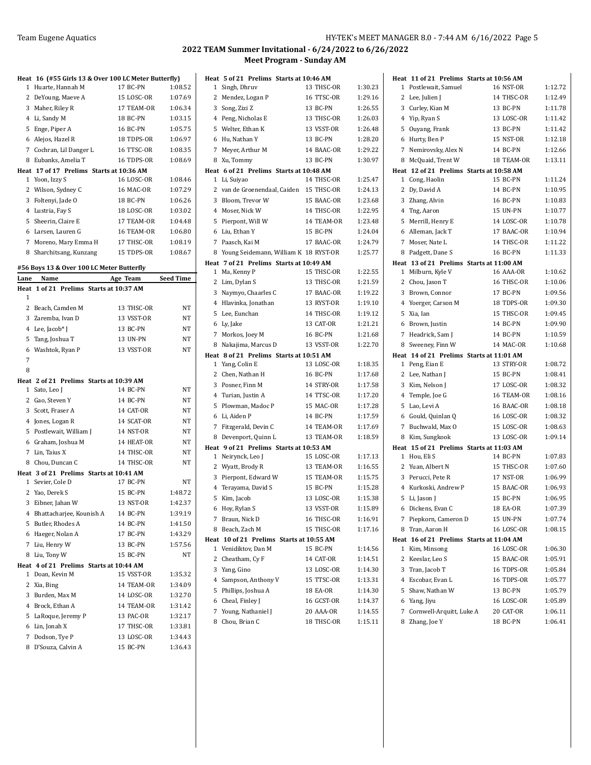## 2022 TEAM Summer Invitational - 6/24/2022 to 6/26/2022
### Meet Program - Sunday AM

**Heat 16 (#55 Girls 13 & Over 100 LC Meter Butterfly)**

| Lane | Name | Age | Team | Seed Time |
|---|---|---|---|---|
| 1 | Huarte, Hannah M | 17 | BC-PN | 1:08.52 |
| 2 | DeYoung, Maeve A | 15 | LOSC-OR | 1:07.69 |
| 3 | Maher, Riley R | 17 | TEAM-OR | 1:06.34 |
| 4 | Li, Sandy M | 18 | BC-PN | 1:03.15 |
| 5 | Enge, Piper A | 16 | BC-PN | 1:05.75 |
| 6 | Alejos, Hazel R | 18 | TDPS-OR | 1:06.97 |
| 7 | Cochran, Lil Danger L | 16 | TTSC-OR | 1:08.35 |
| 8 | Eubanks, Amelia T | 16 | TDPS-OR | 1:08.69 |

**Heat 17 of 17 Prelims Starts at 10:36 AM**

| Lane | Name | Age | Team | Seed Time |
|---|---|---|---|---|
| 1 | Yoon, Izzy S | 16 | LOSC-OR | 1:08.46 |
| 2 | Wilson, Sydney C | 16 | MAC-OR | 1:07.29 |
| 3 | Foltenyi, Jade O | 18 | BC-PN | 1:06.26 |
| 4 | Lustria, Fay S | 18 | LOSC-OR | 1:03.02 |
| 5 | Sheerin, Claire E | 17 | TEAM-OR | 1:04.48 |
| 6 | Larsen, Lauren G | 16 | TEAM-OR | 1:06.80 |
| 7 | Moreno, Mary Emma H | 17 | THSC-OR | 1:08.19 |
| 8 | Sharchitsang, Kunzang | 15 | TDPS-OR | 1:08.67 |

### #56 Boys 13 & Over 100 LC Meter Butterfly

**Heat 1 of 21 Prelims Starts at 10:37 AM**

| Lane | Name | Age | Team | Seed Time |
|---|---|---|---|---|
| 1 | | | | |
| 2 | Beach, Camden M | 13 | THSC-OR | NT |
| 3 | Zaremba, Ivan D | 13 | VSST-OR | NT |
| 4 | Lee, Jacob* J | 13 | BC-PN | NT |
| 5 | Tang, Joshua T | 13 | UN-PN | NT |
| 6 | Washtok, Ryan P | 13 | VSST-OR | NT |
| 7 | | | | |
| 8 | | | | |

**Heat 2 of 21 Prelims Starts at 10:39 AM**

| Lane | Name | Age | Team | Seed Time |
|---|---|---|---|---|
| 1 | Sato, Leo J | 14 | BC-PN | NT |
| 2 | Gao, Steven Y | 14 | BC-PN | NT |
| 3 | Scott, Fraser A | 14 | CAT-OR | NT |
| 4 | Jones, Logan R | 14 | SCAT-OR | NT |
| 5 | Postlewait, William J | 14 | NST-OR | NT |
| 6 | Graham, Joshua M | 14 | HEAT-OR | NT |
| 7 | Lin, Taius X | 14 | THSC-OR | NT |
| 8 | Chou, Duncan C | 14 | THSC-OR | NT |

**Heat 3 of 21 Prelims Starts at 10:41 AM**

| Lane | Name | Age | Team | Seed Time |
|---|---|---|---|---|
| 1 | Sevier, Cole D | 17 | BC-PN | NT |
| 2 | Yao, Derek S | 15 | BC-PN | 1:48.72 |
| 3 | Eibner, Jahan W | 13 | NST-OR | 1:42.37 |
| 4 | Bhattacharjee, Kounish A | 14 | BC-PN | 1:39.19 |
| 5 | Butler, Rhodes A | 14 | BC-PN | 1:41.50 |
| 6 | Haeger, Nolan A | 17 | BC-PN | 1:43.29 |
| 7 | Liu, Henry W | 13 | BC-PN | 1:57.56 |
| 8 | Liu, Tony W | 15 | BC-PN | NT |

**Heat 4 of 21 Prelims Starts at 10:44 AM**

| Lane | Name | Age | Team | Seed Time |
|---|---|---|---|---|
| 1 | Doan, Kevin M | 15 | VSST-OR | 1:35.32 |
| 2 | Xia, Bing | 14 | TEAM-OR | 1:34.09 |
| 3 | Burden, Max M | 14 | LOSC-OR | 1:32.70 |
| 4 | Brock, Ethan A | 14 | TEAM-OR | 1:31.42 |
| 5 | LaRoque, Jeremy P | 13 | PAC-OR | 1:32.17 |
| 6 | Lin, Jonah X | 17 | THSC-OR | 1:33.81 |
| 7 | Dodson, Tye P | 13 | LOSC-OR | 1:34.43 |
| 8 | D'Souza, Calvin A | 15 | BC-PN | 1:36.43 |

**Heat 5 of 21 Prelims Starts at 10:46 AM**

| Lane | Name | Age | Team | Seed Time |
|---|---|---|---|---|
| 1 | Singh, Dhruv | 13 | THSC-OR | 1:30.23 |
| 2 | Mendez, Logan P | 16 | TTSC-OR | 1:29.16 |
| 3 | Song, Zizi Z | 13 | BC-PN | 1:26.55 |
| 4 | Peng, Nicholas E | 13 | THSC-OR | 1:26.03 |
| 5 | Welter, Ethan K | 13 | VSST-OR | 1:26.48 |
| 6 | Hu, Nathan Y | 13 | BC-PN | 1:28.20 |
| 7 | Meyer, Arthur M | 14 | BAAC-OR | 1:29.22 |
| 8 | Xu, Tommy | 13 | BC-PN | 1:30.97 |

**Heat 6 of 21 Prelims Starts at 10:48 AM**

| Lane | Name | Age | Team | Seed Time |
|---|---|---|---|---|
| 1 | Li, Suiyao | 14 | THSC-OR | 1:25.47 |
| 2 | van de Groenendaal, Caiden | 15 | THSC-OR | 1:24.13 |
| 3 | Bloom, Trevor W | 15 | BAAC-OR | 1:23.68 |
| 4 | Moser, Nick W | 14 | THSC-OR | 1:22.95 |
| 5 | Pierpont, Will W | 14 | TEAM-OR | 1:23.48 |
| 6 | Liu, Ethan Y | 15 | BC-PN | 1:24.04 |
| 7 | Paasch, Kai M | 17 | BAAC-OR | 1:24.79 |
| 8 | Young Seidemann, William K | 18 | RYST-OR | 1:25.77 |

**Heat 7 of 21 Prelims Starts at 10:49 AM**

| Lane | Name | Age | Team | Seed Time |
|---|---|---|---|---|
| 1 | Ma, Kenny P | 15 | THSC-OR | 1:22.55 |
| 2 | Lim, Dylan S | 13 | THSC-OR | 1:21.59 |
| 3 | Naymyo, Chaarles C | 17 | BAAC-OR | 1:19.22 |
| 4 | Hlavinka, Jonathan | 13 | RYST-OR | 1:19.10 |
| 5 | Lee, Eunchan | 14 | THSC-OR | 1:19.12 |
| 6 | Ly, Jake | 13 | CAT-OR | 1:21.21 |
| 7 | Morkos, Joey M | 16 | BC-PN | 1:21.68 |
| 8 | Nakajima, Marcus D | 13 | VSST-OR | 1:22.70 |

**Heat 8 of 21 Prelims Starts at 10:51 AM**

| Lane | Name | Age | Team | Seed Time |
|---|---|---|---|---|
| 1 | Yang, Colin E | 13 | LOSC-OR | 1:18.35 |
| 2 | Chen, Nathan H | 16 | BC-PN | 1:17.68 |
| 3 | Posner, Finn M | 14 | STRY-OR | 1:17.58 |
| 4 | Turian, Justin A | 14 | TTSC-OR | 1:17.20 |
| 5 | Plowman, Madoc P | 15 | MAC-OR | 1:17.28 |
| 6 | Li, Aiden P | 14 | BC-PN | 1:17.59 |
| 7 | Fitzgerald, Devin C | 14 | TEAM-OR | 1:17.69 |
| 8 | Devenport, Quinn L | 13 | TEAM-OR | 1:18.59 |

**Heat 9 of 21 Prelims Starts at 10:53 AM**

| Lane | Name | Age | Team | Seed Time |
|---|---|---|---|---|
| 1 | Neirynck, Leo J | 15 | LOSC-OR | 1:17.13 |
| 2 | Wyatt, Brody R | 13 | TEAM-OR | 1:16.55 |
| 3 | Pierpont, Edward W | 15 | TEAM-OR | 1:15.75 |
| 4 | Terayama, David S | 15 | BC-PN | 1:15.28 |
| 5 | Kim, Jacob | 13 | LOSC-OR | 1:15.38 |
| 6 | Hoy, Rylan S | 13 | VSST-OR | 1:15.89 |
| 7 | Braun, Nick D | 16 | THSC-OR | 1:16.91 |
| 8 | Beach, Zach M | 15 | THSC-OR | 1:17.16 |

**Heat 10 of 21 Prelims Starts at 10:55 AM**

| Lane | Name | Age | Team | Seed Time |
|---|---|---|---|---|
| 1 | Venidiktov, Dan M | 15 | BC-PN | 1:14.56 |
| 2 | Cheatham, Cy F | 14 | CAT-OR | 1:14.51 |
| 3 | Yang, Gino | 13 | LOSC-OR | 1:14.30 |
| 4 | Sampson, Anthony V | 15 | TTSC-OR | 1:13.31 |
| 5 | Phillips, Joshua A | 18 | EA-OR | 1:14.30 |
| 6 | Cheal, Finley J | 16 | GCST-OR | 1:14.37 |
| 7 | Young, Nathaniel J | 20 | AAA-OR | 1:14.55 |
| 8 | Chou, Brian C | 18 | THSC-OR | 1:15.11 |

**Heat 11 of 21 Prelims Starts at 10:56 AM**

| Lane | Name | Age | Team | Seed Time |
|---|---|---|---|---|
| 1 | Postlewait, Samuel | 16 | NST-OR | 1:12.72 |
| 2 | Lee, Julien J | 14 | THSC-OR | 1:12.49 |
| 3 | Curley, Kian M | 13 | BC-PN | 1:11.78 |
| 4 | Yip, Ryan S | 13 | LOSC-OR | 1:11.42 |
| 5 | Ouyang, Frank | 13 | BC-PN | 1:11.42 |
| 6 | Hurty, Ben P | 15 | NST-OR | 1:12.18 |
| 7 | Nemirovsky, Alex N | 14 | BC-PN | 1:12.66 |
| 8 | McQuaid, Trent W | 18 | TEAM-OR | 1:13.11 |

**Heat 12 of 21 Prelims Starts at 10:58 AM**

| Lane | Name | Age | Team | Seed Time |
|---|---|---|---|---|
| 1 | Cong, Haolin | 15 | BC-PN | 1:11.24 |
| 2 | Dy, David A | 14 | BC-PN | 1:10.95 |
| 3 | Zhang, Alvin | 16 | BC-PN | 1:10.83 |
| 4 | Tng, Aaron | 15 | UN-PN | 1:10.77 |
| 5 | Merrill, Henry E | 14 | LOSC-OR | 1:10.78 |
| 6 | Alleman, Jack T | 17 | BAAC-OR | 1:10.94 |
| 7 | Moser, Nate L | 14 | THSC-OR | 1:11.22 |
| 8 | Padgett, Dane S | 16 | BC-PN | 1:11.33 |

**Heat 13 of 21 Prelims Starts at 11:00 AM**

| Lane | Name | Age | Team | Seed Time |
|---|---|---|---|---|
| 1 | Milburn, Kyle V | 16 | AAA-OR | 1:10.62 |
| 2 | Chou, Jason T | 16 | THSC-OR | 1:10.06 |
| 3 | Brown, Connor | 17 | BC-PN | 1:09.56 |
| 4 | Yoerger, Carson M | 18 | TDPS-OR | 1:09.30 |
| 5 | Xia, Ian | 15 | THSC-OR | 1:09.45 |
| 6 | Brown, Justin | 14 | BC-PN | 1:09.90 |
| 7 | Headrick, Sam J | 14 | BC-PN | 1:10.59 |
| 8 | Sweeney, Finn W | 14 | MAC-OR | 1:10.68 |

**Heat 14 of 21 Prelims Starts at 11:01 AM**

| Lane | Name | Age | Team | Seed Time |
|---|---|---|---|---|
| 1 | Peng, Eian E | 13 | STRY-OR | 1:08.72 |
| 2 | Lee, Nathan J | 15 | BC-PN | 1:08.41 |
| 3 | Kim, Nelson J | 17 | LOSC-OR | 1:08.32 |
| 4 | Temple, Joe G | 16 | TEAM-OR | 1:08.16 |
| 5 | Lao, Levi A | 16 | BAAC-OR | 1:08.18 |
| 6 | Gould, Quinlan Q | 16 | LOSC-OR | 1:08.32 |
| 7 | Buchwald, Max O | 15 | LOSC-OR | 1:08.63 |
| 8 | Kim, Sungkook | 13 | LOSC-OR | 1:09.14 |

**Heat 15 of 21 Prelims Starts at 11:03 AM**

| Lane | Name | Age | Team | Seed Time |
|---|---|---|---|---|
| 1 | Hou, Eli S | 14 | BC-PN | 1:07.83 |
| 2 | Yuan, Albert N | 15 | THSC-OR | 1:07.60 |
| 3 | Perucci, Pete R | 17 | NST-OR | 1:06.99 |
| 4 | Kurkoski, Andrew P | 15 | BAAC-OR | 1:06.93 |
| 5 | Li, Jason J | 15 | BC-PN | 1:06.95 |
| 6 | Dickens, Evan C | 18 | EA-OR | 1:07.39 |
| 7 | Piepkorn, Cameron D | 15 | UN-PN | 1:07.74 |
| 8 | Tran, Aaron H | 16 | LOSC-OR | 1:08.15 |

**Heat 16 of 21 Prelims Starts at 11:04 AM**

| Lane | Name | Age | Team | Seed Time |
|---|---|---|---|---|
| 1 | Kim, Minsong | 16 | LOSC-OR | 1:06.30 |
| 2 | Keeslar, Leo S | 15 | BAAC-OR | 1:05.91 |
| 3 | Tran, Jacob T | 16 | TDPS-OR | 1:05.84 |
| 4 | Escobar, Evan L | 16 | TDPS-OR | 1:05.77 |
| 5 | Shaw, Nathan W | 13 | BC-PN | 1:05.79 |
| 6 | Yang, Jiyu | 16 | LOSC-OR | 1:05.89 |
| 7 | Cornwell-Arquitt, Luke A | 20 | CAT-OR | 1:06.11 |
| 8 | Zhang, Joe Y | 18 | BC-PN | 1:06.41 |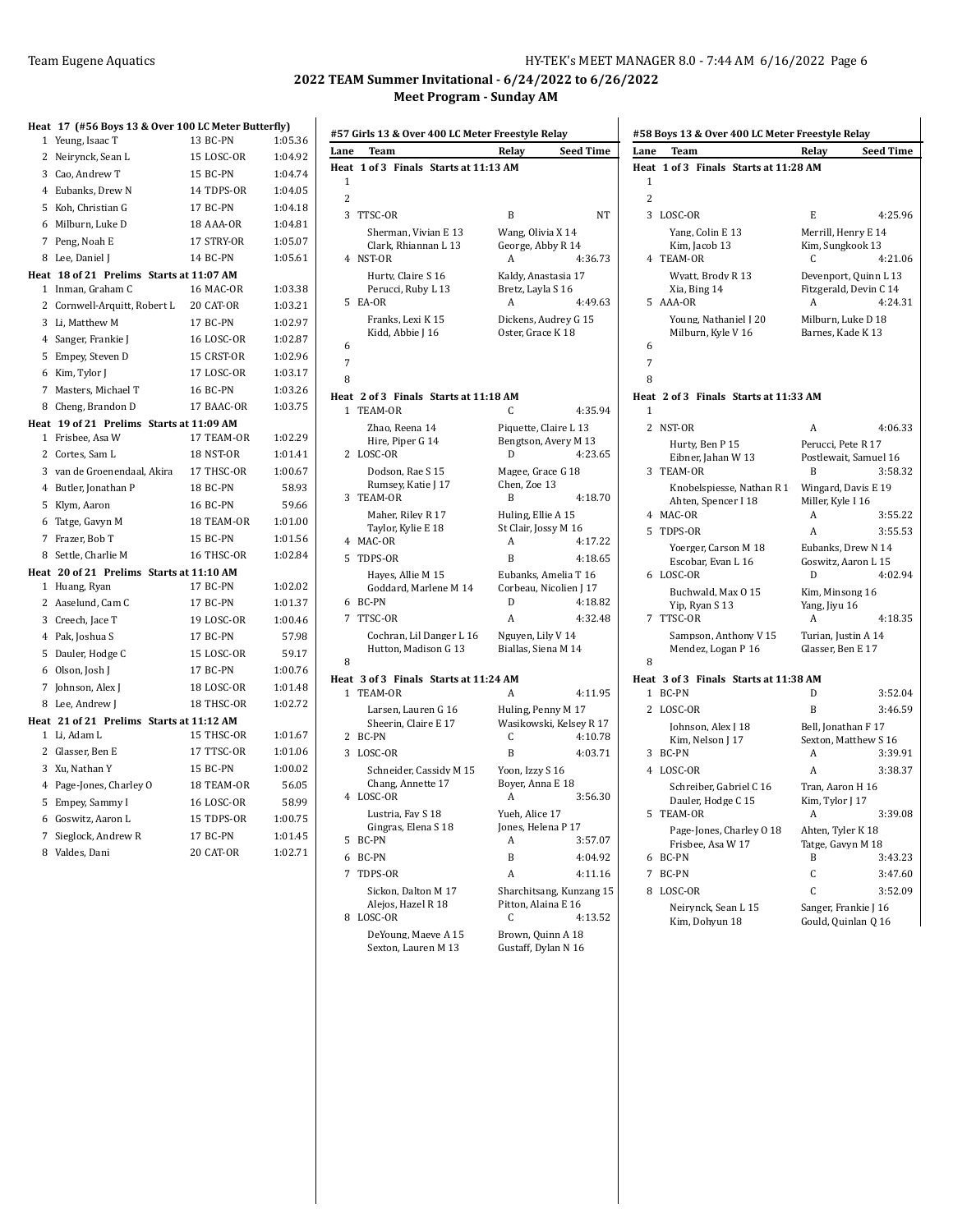## 2022 TEAM Summer Invitational - 6/24/2022 to 6/26/2022

### Meet Program - Sunday AM

**Heat 17 (#56 Boys 13 & Over 100 LC Meter Butterfly)**

| | | | | |
|---|---|---|---|---|
| 1 | Yeung, Isaac T | 13 | BC-PN | 1:05.36 |
| 2 | Neirynck, Sean L | 15 | LOSC-OR | 1:04.92 |
| 3 | Cao, Andrew T | 15 | BC-PN | 1:04.74 |
| 4 | Eubanks, Drew N | 14 | TDPS-OR | 1:04.05 |
| 5 | Koh, Christian G | 17 | BC-PN | 1:04.18 |
| 6 | Milburn, Luke D | 18 | AAA-OR | 1:04.81 |
| 7 | Peng, Noah E | 17 | STRY-OR | 1:05.07 |
| 8 | Lee, Daniel J | 14 | BC-PN | 1:05.61 |

**Heat 18 of 21 Prelims Starts at 11:07 AM**

| | | | | |
|---|---|---|---|---|
| 1 | Inman, Graham C | 16 | MAC-OR | 1:03.38 |
| 2 | Cornwell-Arquitt, Robert L | 20 | CAT-OR | 1:03.21 |
| 3 | Li, Matthew M | 17 | BC-PN | 1:02.97 |
| 4 | Sanger, Frankie J | 16 | LOSC-OR | 1:02.87 |
| 5 | Empey, Steven D | 15 | CRST-OR | 1:02.96 |
| 6 | Kim, Tylor J | 17 | LOSC-OR | 1:03.17 |
| 7 | Masters, Michael T | 16 | BC-PN | 1:03.26 |
| 8 | Cheng, Brandon D | 17 | BAAC-OR | 1:03.75 |

**Heat 19 of 21 Prelims Starts at 11:09 AM**

| | | | | |
|---|---|---|---|---|
| 1 | Frisbee, Asa W | 17 | TEAM-OR | 1:02.29 |
| 2 | Cortes, Sam L | 18 | NST-OR | 1:01.41 |
| 3 | van de Groenendaal, Akira | 17 | THSC-OR | 1:00.67 |
| 4 | Butler, Jonathan P | 18 | BC-PN | 58.93 |
| 5 | Klym, Aaron | 16 | BC-PN | 59.66 |
| 6 | Tatge, Gavyn M | 18 | TEAM-OR | 1:01.00 |
| 7 | Frazer, Bob T | 15 | BC-PN | 1:01.56 |
| 8 | Settle, Charlie M | 16 | THSC-OR | 1:02.84 |

**Heat 20 of 21 Prelims Starts at 11:10 AM**

| | | | | |
|---|---|---|---|---|
| 1 | Huang, Ryan | 17 | BC-PN | 1:02.02 |
| 2 | Aaselund, Cam C | 17 | BC-PN | 1:01.37 |
| 3 | Creech, Jace T | 19 | LOSC-OR | 1:00.46 |
| 4 | Pak, Joshua S | 17 | BC-PN | 57.98 |
| 5 | Dauler, Hodge C | 15 | LOSC-OR | 59.17 |
| 6 | Olson, Josh J | 17 | BC-PN | 1:00.76 |
| 7 | Johnson, Alex J | 18 | LOSC-OR | 1:01.48 |
| 8 | Lee, Andrew J | 18 | THSC-OR | 1:02.72 |

**Heat 21 of 21 Prelims Starts at 11:12 AM**

| | | | | |
|---|---|---|---|---|
| 1 | Li, Adam L | 15 | THSC-OR | 1:01.67 |
| 2 | Glasser, Ben E | 17 | TTSC-OR | 1:01.06 |
| 3 | Xu, Nathan Y | 15 | BC-PN | 1:00.02 |
| 4 | Page-Jones, Charley O | 18 | TEAM-OR | 56.05 |
| 5 | Empey, Sammy I | 16 | LOSC-OR | 58.99 |
| 6 | Goswitz, Aaron L | 15 | TDPS-OR | 1:00.75 |
| 7 | Sieglock, Andrew R | 17 | BC-PN | 1:01.45 |
| 8 | Valdes, Dani | 20 | CAT-OR | 1:02.71 |

### #57 Girls 13 & Over 400 LC Meter Freestyle Relay

| Lane | Team | Relay | Seed Time |
|---|---|---|---|
| **Heat 1 of 3 Finals Starts at 11:13 AM** | | | |
| 1 | | | |
| 2 | | | |
| 3 | TTSC-OR | B | NT |
| | Sherman, Vivian E 13; Wang, Olivia X 14; Clark, Rhiannan L 13; George, Abby R 14 | | |
| 4 | NST-OR | A | 4:36.73 |
| | Hurty, Claire S 16; Kaldy, Anastasia 17; Perucci, Ruby L 13; Bretz, Layla S 16 | | |
| 5 | EA-OR | A | 4:49.63 |
| | Franks, Lexi K 15; Dickens, Audrey G 15; Kidd, Abbie J 16; Oster, Grace K 18 | | |
| 6 | | | |
| 7 | | | |
| 8 | | | |
| **Heat 2 of 3 Finals Starts at 11:18 AM** | | | |
| 1 | TEAM-OR | C | 4:35.94 |
| | Zhao, Reena 14; Piquette, Claire L 13; Hire, Piper G 14; Bengtson, Avery M 13 | | |
| 2 | LOSC-OR | D | 4:23.65 |
| | Dodson, Rae S 15; Magee, Grace G 18; Rumsey, Katie J 17; Chen, Zoe 13 | | |
| 3 | TEAM-OR | B | 4:18.70 |
| | Maher, Riley R 17; Huling, Ellie A 15; Taylor, Kylie E 18; St Clair, Jossy M 16 | | |
| 4 | MAC-OR | A | 4:17.22 |
| 5 | TDPS-OR | B | 4:18.65 |
| | Hayes, Allie M 15; Eubanks, Amelia T 16; Goddard, Marlene M 14; Corbeau, Nicolien J 17 | | |
| 6 | BC-PN | D | 4:18.82 |
| 7 | TTSC-OR | A | 4:32.48 |
| | Cochran, Lil Danger L 16; Nguyen, Lily V 14; Hutton, Madison G 13; Biallas, Siena M 14 | | |
| 8 | | | |
| **Heat 3 of 3 Finals Starts at 11:24 AM** | | | |
| 1 | TEAM-OR | A | 4:11.95 |
| | Larsen, Lauren G 16; Huling, Penny M 17; Sheerin, Claire E 17; Wasikowski, Kelsey R 17 | | |
| 2 | BC-PN | C | 4:10.78 |
| 3 | LOSC-OR | B | 4:03.71 |
| | Schneider, Cassidy M 15; Yoon, Izzy S 16; Chang, Annette 17; Boyer, Anna E 18 | | |
| 4 | LOSC-OR | A | 3:56.30 |
| | Lustria, Fay S 18; Yueh, Alice 17; Gingras, Elena S 18; Jones, Helena P 17 | | |
| 5 | BC-PN | A | 3:57.07 |
| 6 | BC-PN | B | 4:04.92 |
| 7 | TDPS-OR | A | 4:11.16 |
| | Sickon, Dalton M 17; Sharchitsang, Kunzang 15; Alejos, Hazel R 18; Pitton, Alaina E 16 | | |
| 8 | LOSC-OR | C | 4:13.52 |
| | DeYoung, Maeve A 15; Brown, Quinn A 18; Sexton, Lauren M 13; Gustaff, Dylan N 16 | | |

### #58 Boys 13 & Over 400 LC Meter Freestyle Relay

| Lane | Team | Relay | Seed Time |
|---|---|---|---|
| **Heat 1 of 3 Finals Starts at 11:28 AM** | | | |
| 1 | | | |
| 2 | | | |
| 3 | LOSC-OR | E | 4:25.96 |
| | Yang, Colin E 13; Merrill, Henry E 14; Kim, Jacob 13; Kim, Sungkook 13 | | |
| 4 | TEAM-OR | C | 4:21.06 |
| | Wyatt, Brody R 13; Devenport, Quinn L 13; Xia, Bing 14; Fitzgerald, Devin C 14 | | |
| 5 | AAA-OR | A | 4:24.31 |
| | Young, Nathaniel J 20; Milburn, Luke D 18; Milburn, Kyle V 16; Barnes, Kade K 13 | | |
| 6 | | | |
| 7 | | | |
| 8 | | | |
| **Heat 2 of 3 Finals Starts at 11:33 AM** | | | |
| 1 | | | |
| 2 | NST-OR | A | 4:06.33 |
| | Hurty, Ben P 15; Perucci, Pete R 17; Eibner, Jahan W 13; Postlewait, Samuel 16 | | |
| 3 | TEAM-OR | B | 3:58.32 |
| | Knobelspiesse, Nathan R 1; Wingard, Davis E 19; Ahten, Spencer I 18; Miller, Kyle I 16 | | |
| 4 | MAC-OR | A | 3:55.22 |
| 5 | TDPS-OR | A | 3:55.53 |
| | Yoerger, Carson M 18; Eubanks, Drew N 14; Escobar, Evan L 16; Goswitz, Aaron L 15 | | |
| 6 | LOSC-OR | D | 4:02.94 |
| | Buchwald, Max O 15; Kim, Minsong 16; Yip, Ryan S 13; Yang, Jiyu 16 | | |
| 7 | TTSC-OR | A | 4:18.35 |
| | Sampson, Anthony V 15; Turian, Justin A 14; Mendez, Logan P 16; Glasser, Ben E 17 | | |
| 8 | | | |
| **Heat 3 of 3 Finals Starts at 11:38 AM** | | | |
| 1 | BC-PN | D | 3:52.04 |
| 2 | LOSC-OR | B | 3:46.59 |
| | Johnson, Alex J 18; Bell, Jonathan F 17; Kim, Nelson J 17; Sexton, Matthew S 16 | | |
| 3 | BC-PN | A | 3:39.91 |
| 4 | LOSC-OR | A | 3:38.37 |
| | Schreiber, Gabriel C 16; Tran, Aaron H 16; Dauler, Hodge C 15; Kim, Tylor J 17 | | |
| 5 | TEAM-OR | A | 3:39.08 |
| | Page-Jones, Charley O 18; Ahten, Tyler K 18; Frisbee, Asa W 17; Tatge, Gavyn M 18 | | |
| 6 | BC-PN | B | 3:43.23 |
| 7 | BC-PN | C | 3:47.60 |
| 8 | LOSC-OR | C | 3:52.09 |
| | Neirynck, Sean L 15; Sanger, Frankie J 16; Kim, Dohyun 18; Gould, Quinlan Q 16 | | |